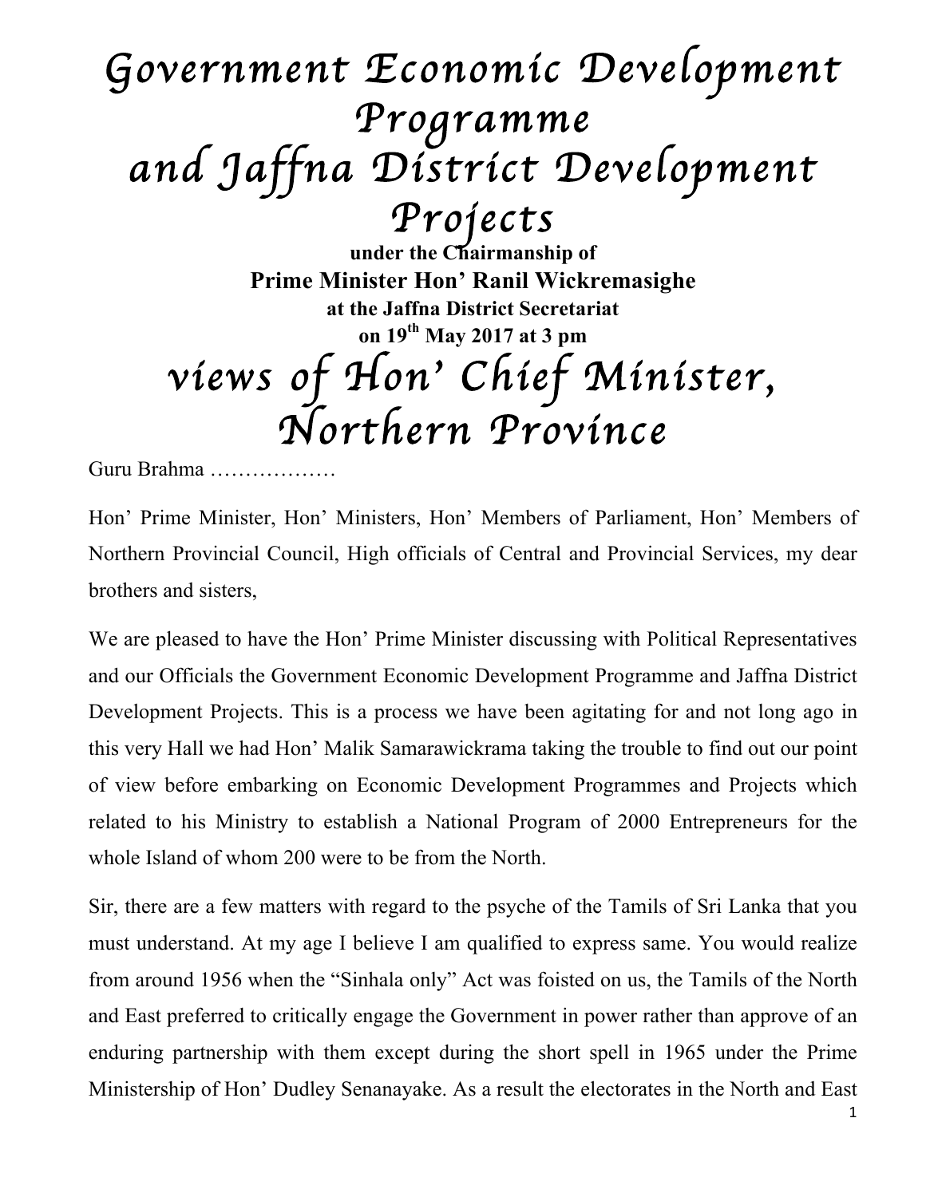# Government Economic Development Programme and Jaffna District Development Projects

**under the Chairmanship of**

**Prime Minister Hon' Ranil Wickremasighe**

**at the Jaffna District Secretariat**

**on 19th May 2017 at 3 pm**

# views of Hon' Chief Minister, Northern Province

Guru Brahma ………………

Hon' Prime Minister, Hon' Ministers, Hon' Members of Parliament, Hon' Members of Northern Provincial Council, High officials of Central and Provincial Services, my dear brothers and sisters,

We are pleased to have the Hon' Prime Minister discussing with Political Representatives and our Officials the Government Economic Development Programme and Jaffna District Development Projects. This is a process we have been agitating for and not long ago in this very Hall we had Hon' Malik Samarawickrama taking the trouble to find out our point of view before embarking on Economic Development Programmes and Projects which related to his Ministry to establish a National Program of 2000 Entrepreneurs for the whole Island of whom 200 were to be from the North.

Sir, there are a few matters with regard to the psyche of the Tamils of Sri Lanka that you must understand. At my age I believe I am qualified to express same. You would realize from around 1956 when the "Sinhala only" Act was foisted on us, the Tamils of the North and East preferred to critically engage the Government in power rather than approve of an enduring partnership with them except during the short spell in 1965 under the Prime Ministership of Hon' Dudley Senanayake. As a result the electorates in the North and East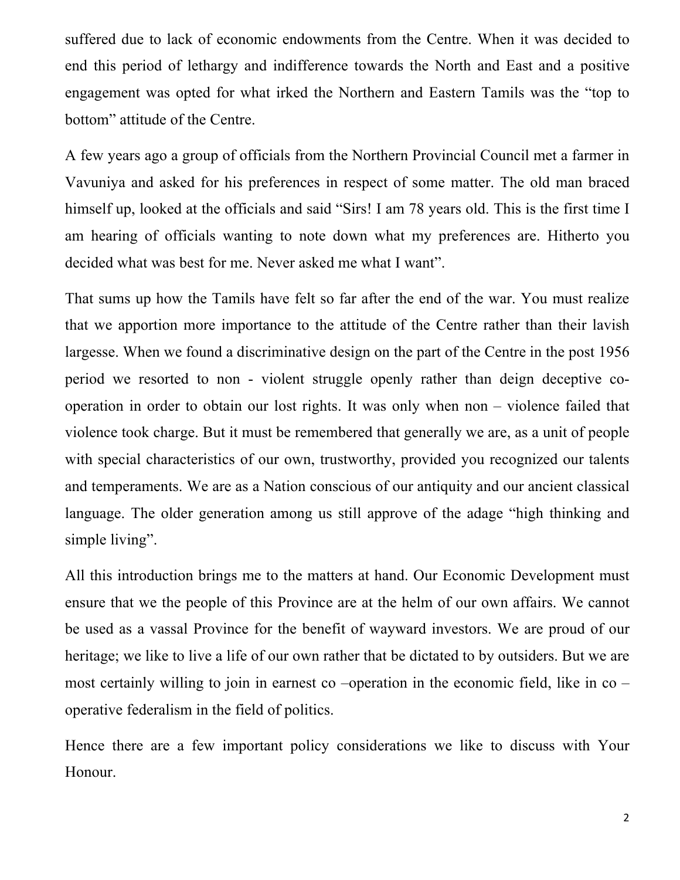suffered due to lack of economic endowments from the Centre. When it was decided to end this period of lethargy and indifference towards the North and East and a positive engagement was opted for what irked the Northern and Eastern Tamils was the "top to bottom" attitude of the Centre.

A few years ago a group of officials from the Northern Provincial Council met a farmer in Vavuniya and asked for his preferences in respect of some matter. The old man braced himself up, looked at the officials and said "Sirs! I am 78 years old. This is the first time I am hearing of officials wanting to note down what my preferences are. Hitherto you decided what was best for me. Never asked me what I want".

That sums up how the Tamils have felt so far after the end of the war. You must realize that we apportion more importance to the attitude of the Centre rather than their lavish largesse. When we found a discriminative design on the part of the Centre in the post 1956 period we resorted to non - violent struggle openly rather than deign deceptive co-operation in order to obtain our lost rights. It was only when non – violence failed that violence took charge. But it must be remembered that generally we are, as a unit of people with special characteristics of our own, trustworthy, provided you recognized our talents and temperaments. We are as a Nation conscious of our antiquity and our ancient classical language. The older generation among us still approve of the adage "high thinking and simple living".

All this introduction brings me to the matters at hand. Our Economic Development must ensure that we the people of this Province are at the helm of our own affairs. We cannot be used as a vassal Province for the benefit of wayward investors. We are proud of our heritage; we like to live a life of our own rather that be dictated to by outsiders. But we are most certainly willing to join in earnest co –operation in the economic field, like in co – operative federalism in the field of politics.

Hence there are a few important policy considerations we like to discuss with Your Honour.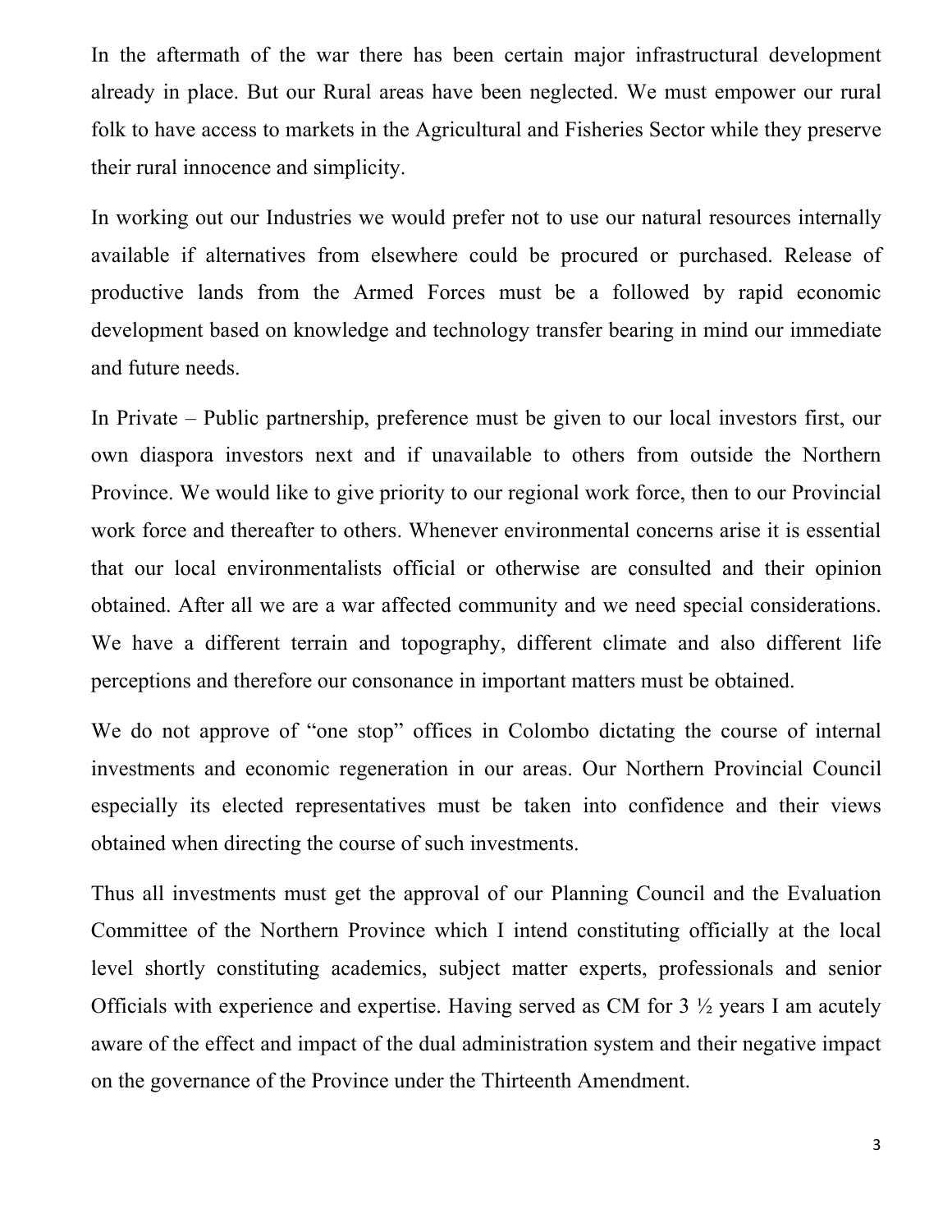In the aftermath of the war there has been certain major infrastructural development already in place. But our Rural areas have been neglected. We must empower our rural folk to have access to markets in the Agricultural and Fisheries Sector while they preserve their rural innocence and simplicity.

In working out our Industries we would prefer not to use our natural resources internally available if alternatives from elsewhere could be procured or purchased. Release of productive lands from the Armed Forces must be a followed by rapid economic development based on knowledge and technology transfer bearing in mind our immediate and future needs.

In Private – Public partnership, preference must be given to our local investors first, our own diaspora investors next and if unavailable to others from outside the Northern Province. We would like to give priority to our regional work force, then to our Provincial work force and thereafter to others. Whenever environmental concerns arise it is essential that our local environmentalists official or otherwise are consulted and their opinion obtained. After all we are a war affected community and we need special considerations. We have a different terrain and topography, different climate and also different life perceptions and therefore our consonance in important matters must be obtained.

We do not approve of "one stop" offices in Colombo dictating the course of internal investments and economic regeneration in our areas. Our Northern Provincial Council especially its elected representatives must be taken into confidence and their views obtained when directing the course of such investments.

Thus all investments must get the approval of our Planning Council and the Evaluation Committee of the Northern Province which I intend constituting officially at the local level shortly constituting academics, subject matter experts, professionals and senior Officials with experience and expertise. Having served as CM for 3 ½ years I am acutely aware of the effect and impact of the dual administration system and their negative impact on the governance of the Province under the Thirteenth Amendment.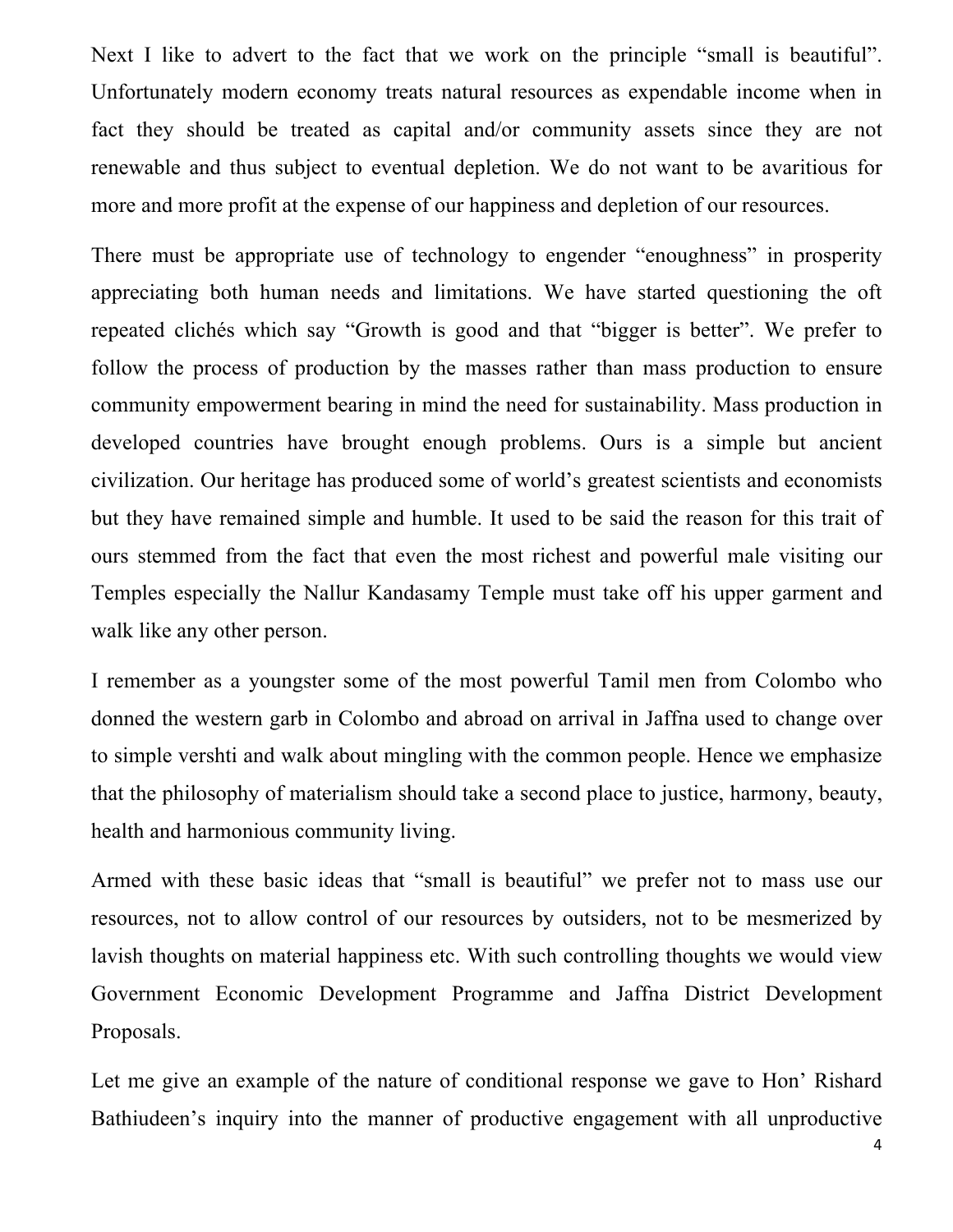Next I like to advert to the fact that we work on the principle "small is beautiful". Unfortunately modern economy treats natural resources as expendable income when in fact they should be treated as capital and/or community assets since they are not renewable and thus subject to eventual depletion. We do not want to be avaritious for more and more profit at the expense of our happiness and depletion of our resources.

There must be appropriate use of technology to engender "enoughness" in prosperity appreciating both human needs and limitations. We have started questioning the oft repeated clichés which say "Growth is good and that "bigger is better". We prefer to follow the process of production by the masses rather than mass production to ensure community empowerment bearing in mind the need for sustainability. Mass production in developed countries have brought enough problems. Ours is a simple but ancient civilization. Our heritage has produced some of world's greatest scientists and economists but they have remained simple and humble. It used to be said the reason for this trait of ours stemmed from the fact that even the most richest and powerful male visiting our Temples especially the Nallur Kandasamy Temple must take off his upper garment and walk like any other person.

I remember as a youngster some of the most powerful Tamil men from Colombo who donned the western garb in Colombo and abroad on arrival in Jaffna used to change over to simple vershti and walk about mingling with the common people. Hence we emphasize that the philosophy of materialism should take a second place to justice, harmony, beauty, health and harmonious community living.

Armed with these basic ideas that "small is beautiful" we prefer not to mass use our resources, not to allow control of our resources by outsiders, not to be mesmerized by lavish thoughts on material happiness etc. With such controlling thoughts we would view Government Economic Development Programme and Jaffna District Development Proposals.

Let me give an example of the nature of conditional response we gave to Hon' Rishard Bathiudeen's inquiry into the manner of productive engagement with all unproductive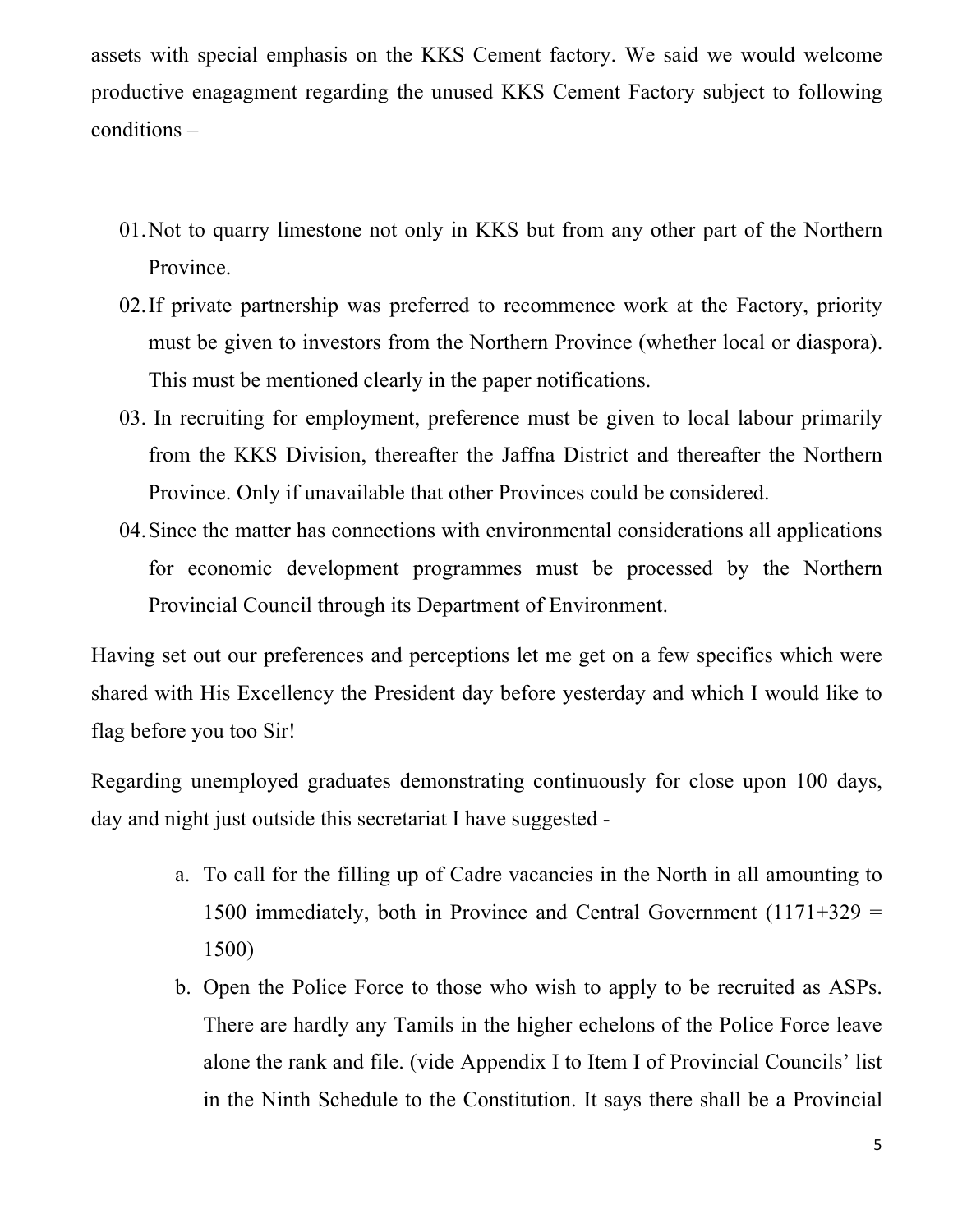assets with special emphasis on the KKS Cement factory. We said we would welcome productive enagagment regarding the unused KKS Cement Factory subject to following conditions –

01. Not to quarry limestone not only in KKS but from any other part of the Northern Province.
02. If private partnership was preferred to recommence work at the Factory, priority must be given to investors from the Northern Province (whether local or diaspora). This must be mentioned clearly in the paper notifications.
03. In recruiting for employment, preference must be given to local labour primarily from the KKS Division, thereafter the Jaffna District and thereafter the Northern Province. Only if unavailable that other Provinces could be considered.
04. Since the matter has connections with environmental considerations all applications for economic development programmes must be processed by the Northern Provincial Council through its Department of Environment.

Having set out our preferences and perceptions let me get on a few specifics which were shared with His Excellency the President day before yesterday and which I would like to flag before you too Sir!

Regarding unemployed graduates demonstrating continuously for close upon 100 days, day and night just outside this secretariat I have suggested -

a. To call for the filling up of Cadre vacancies in the North in all amounting to 1500 immediately, both in Province and Central Government (1171+329 = 1500)
b. Open the Police Force to those who wish to apply to be recruited as ASPs. There are hardly any Tamils in the higher echelons of the Police Force leave alone the rank and file. (vide Appendix I to Item I of Provincial Councils' list in the Ninth Schedule to the Constitution. It says there shall be a Provincial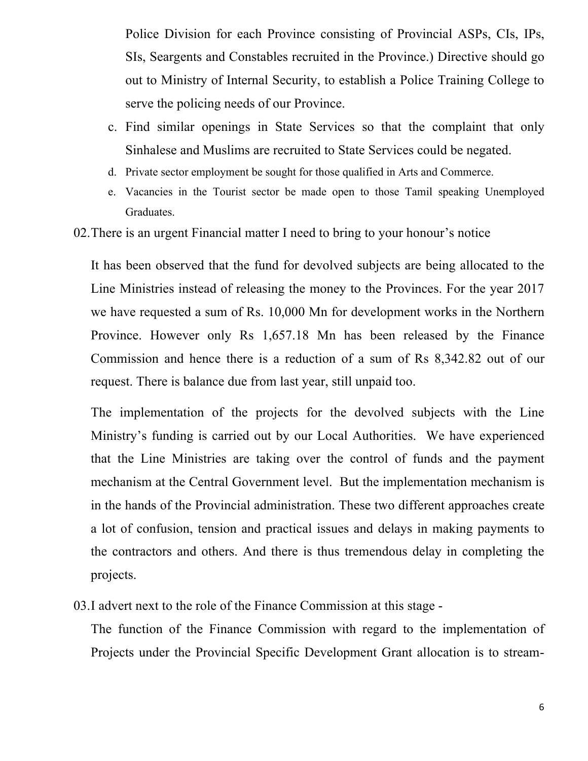Police Division for each Province consisting of Provincial ASPs, CIs, IPs, SIs, Seargents and Constables recruited in the Province.) Directive should go out to Ministry of Internal Security, to establish a Police Training College to serve the policing needs of our Province.

c. Find similar openings in State Services so that the complaint that only Sinhalese and Muslims are recruited to State Services could be negated.
d. Private sector employment be sought for those qualified in Arts and Commerce.
e. Vacancies in the Tourist sector be made open to those Tamil speaking Unemployed Graduates.

02. There is an urgent Financial matter I need to bring to your honour's notice

It has been observed that the fund for devolved subjects are being allocated to the Line Ministries instead of releasing the money to the Provinces. For the year 2017 we have requested a sum of Rs. 10,000 Mn for development works in the Northern Province. However only Rs 1,657.18 Mn has been released by the Finance Commission and hence there is a reduction of a sum of Rs 8,342.82 out of our request. There is balance due from last year, still unpaid too.

The implementation of the projects for the devolved subjects with the Line Ministry's funding is carried out by our Local Authorities. We have experienced that the Line Ministries are taking over the control of funds and the payment mechanism at the Central Government level. But the implementation mechanism is in the hands of the Provincial administration. These two different approaches create a lot of confusion, tension and practical issues and delays in making payments to the contractors and others. And there is thus tremendous delay in completing the projects.

03. I advert next to the role of the Finance Commission at this stage -

The function of the Finance Commission with regard to the implementation of Projects under the Provincial Specific Development Grant allocation is to stream-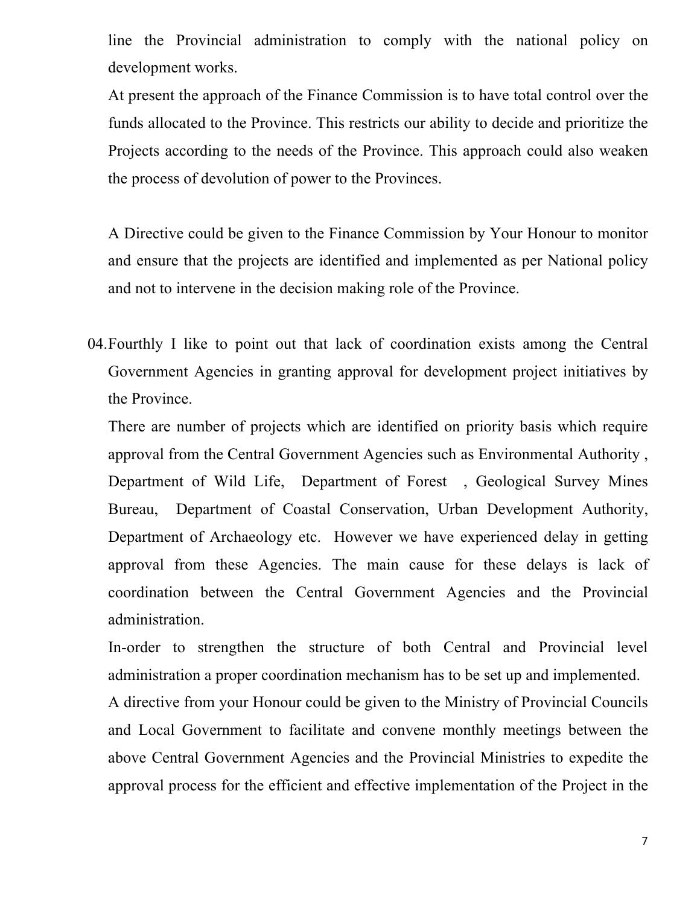line the Provincial administration to comply with the national policy on development works.

At present the approach of the Finance Commission is to have total control over the funds allocated to the Province. This restricts our ability to decide and prioritize the Projects according to the needs of the Province. This approach could also weaken the process of devolution of power to the Provinces.

A Directive could be given to the Finance Commission by Your Honour to monitor and ensure that the projects are identified and implemented as per National policy and not to intervene in the decision making role of the Province.

04. Fourthly I like to point out that lack of coordination exists among the Central Government Agencies in granting approval for development project initiatives by the Province.

There are number of projects which are identified on priority basis which require approval from the Central Government Agencies such as Environmental Authority , Department of Wild Life, Department of Forest , Geological Survey Mines Bureau, Department of Coastal Conservation, Urban Development Authority, Department of Archaeology etc. However we have experienced delay in getting approval from these Agencies. The main cause for these delays is lack of coordination between the Central Government Agencies and the Provincial administration.

In-order to strengthen the structure of both Central and Provincial level administration a proper coordination mechanism has to be set up and implemented.

A directive from your Honour could be given to the Ministry of Provincial Councils and Local Government to facilitate and convene monthly meetings between the above Central Government Agencies and the Provincial Ministries to expedite the approval process for the efficient and effective implementation of the Project in the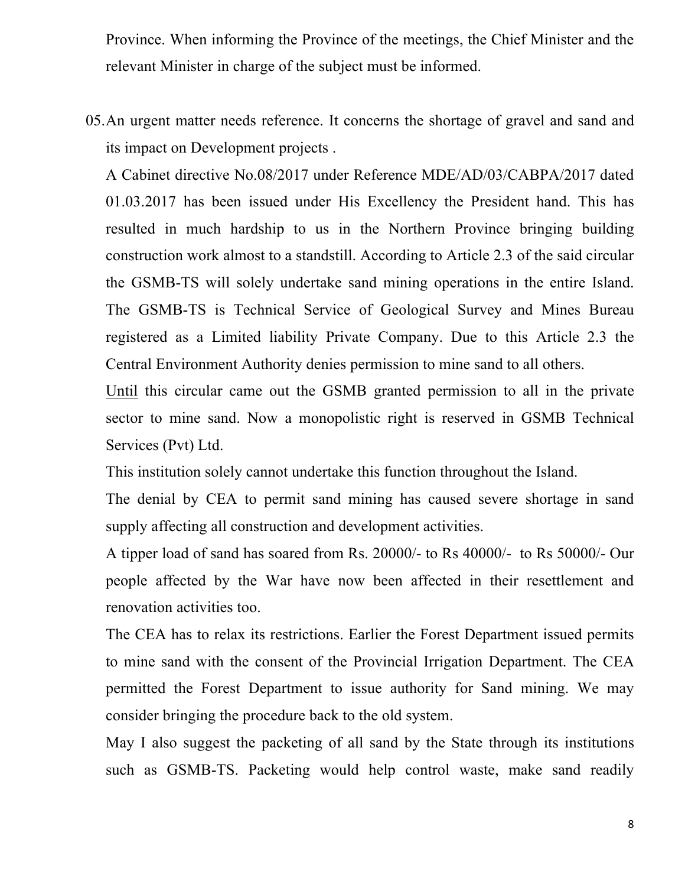Province. When informing the Province of the meetings, the Chief Minister and the relevant Minister in charge of the subject must be informed.

05. An urgent matter needs reference. It concerns the shortage of gravel and sand and its impact on Development projects .

A Cabinet directive No.08/2017 under Reference MDE/AD/03/CABPA/2017 dated 01.03.2017 has been issued under His Excellency the President hand. This has resulted in much hardship to us in the Northern Province bringing building construction work almost to a standstill. According to Article 2.3 of the said circular the GSMB-TS will solely undertake sand mining operations in the entire Island. The GSMB-TS is Technical Service of Geological Survey and Mines Bureau registered as a Limited liability Private Company. Due to this Article 2.3 the Central Environment Authority denies permission to mine sand to all others.

<u>Until</u> this circular came out the GSMB granted permission to all in the private sector to mine sand. Now a monopolistic right is reserved in GSMB Technical Services (Pvt) Ltd.

This institution solely cannot undertake this function throughout the Island.

The denial by CEA to permit sand mining has caused severe shortage in sand supply affecting all construction and development activities.

A tipper load of sand has soared from Rs. 20000/- to Rs 40000/- to Rs 50000/- Our people affected by the War have now been affected in their resettlement and renovation activities too.

The CEA has to relax its restrictions. Earlier the Forest Department issued permits to mine sand with the consent of the Provincial Irrigation Department. The CEA permitted the Forest Department to issue authority for Sand mining. We may consider bringing the procedure back to the old system.

May I also suggest the packeting of all sand by the State through its institutions such as GSMB-TS. Packeting would help control waste, make sand readily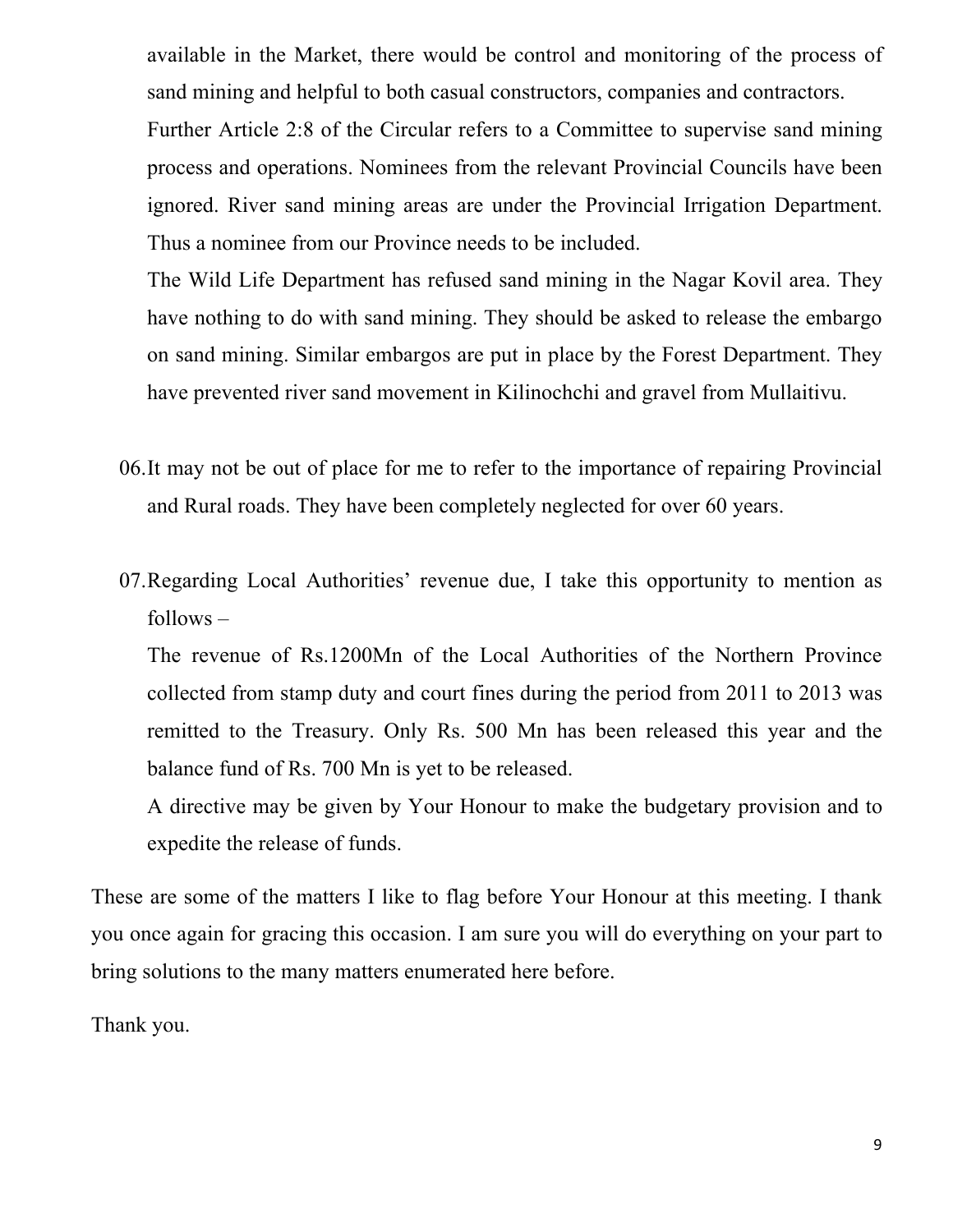available in the Market, there would be control and monitoring of the process of sand mining and helpful to both casual constructors, companies and contractors.

Further Article 2:8 of the Circular refers to a Committee to supervise sand mining process and operations. Nominees from the relevant Provincial Councils have been ignored. River sand mining areas are under the Provincial Irrigation Department. Thus a nominee from our Province needs to be included.

The Wild Life Department has refused sand mining in the Nagar Kovil area. They have nothing to do with sand mining. They should be asked to release the embargo on sand mining. Similar embargos are put in place by the Forest Department. They have prevented river sand movement in Kilinochchi and gravel from Mullaitivu.

06. It may not be out of place for me to refer to the importance of repairing Provincial and Rural roads. They have been completely neglected for over 60 years.

07. Regarding Local Authorities' revenue due, I take this opportunity to mention as follows –

The revenue of Rs.1200Mn of the Local Authorities of the Northern Province collected from stamp duty and court fines during the period from 2011 to 2013 was remitted to the Treasury. Only Rs. 500 Mn has been released this year and the balance fund of Rs. 700 Mn is yet to be released.

A directive may be given by Your Honour to make the budgetary provision and to expedite the release of funds.

These are some of the matters I like to flag before Your Honour at this meeting. I thank you once again for gracing this occasion. I am sure you will do everything on your part to bring solutions to the many matters enumerated here before.

Thank you.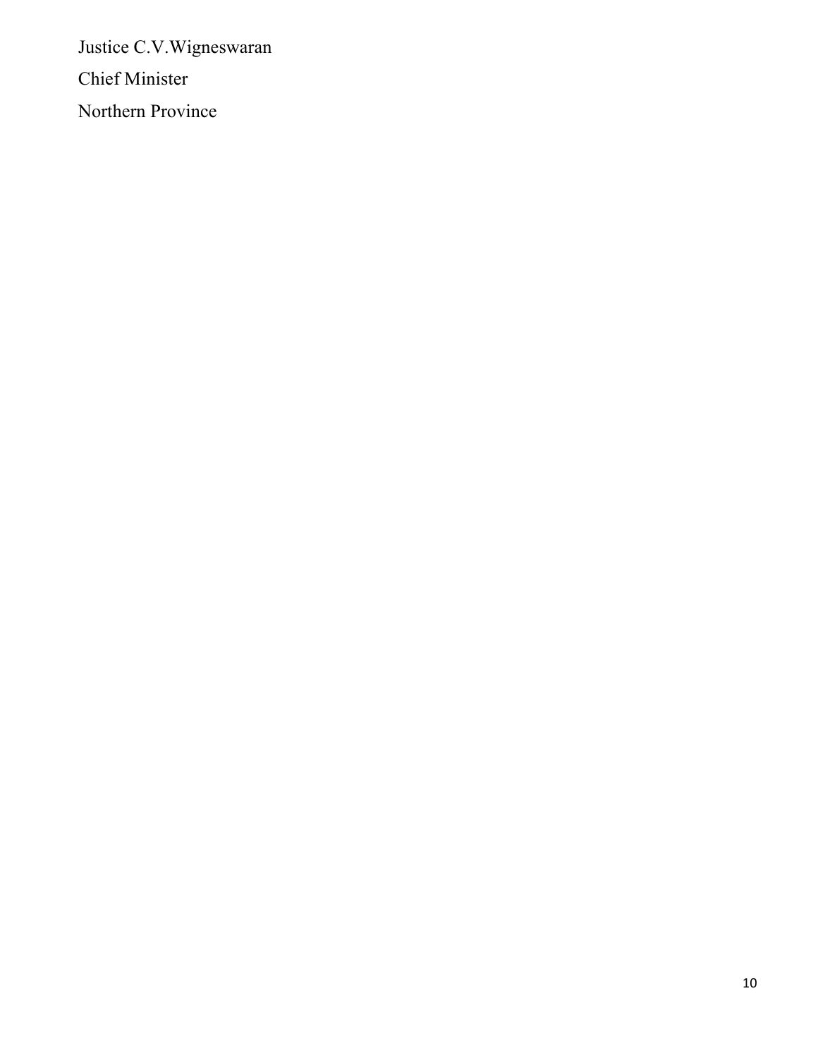Justice C.V.Wigneswaran

Chief Minister

Northern Province